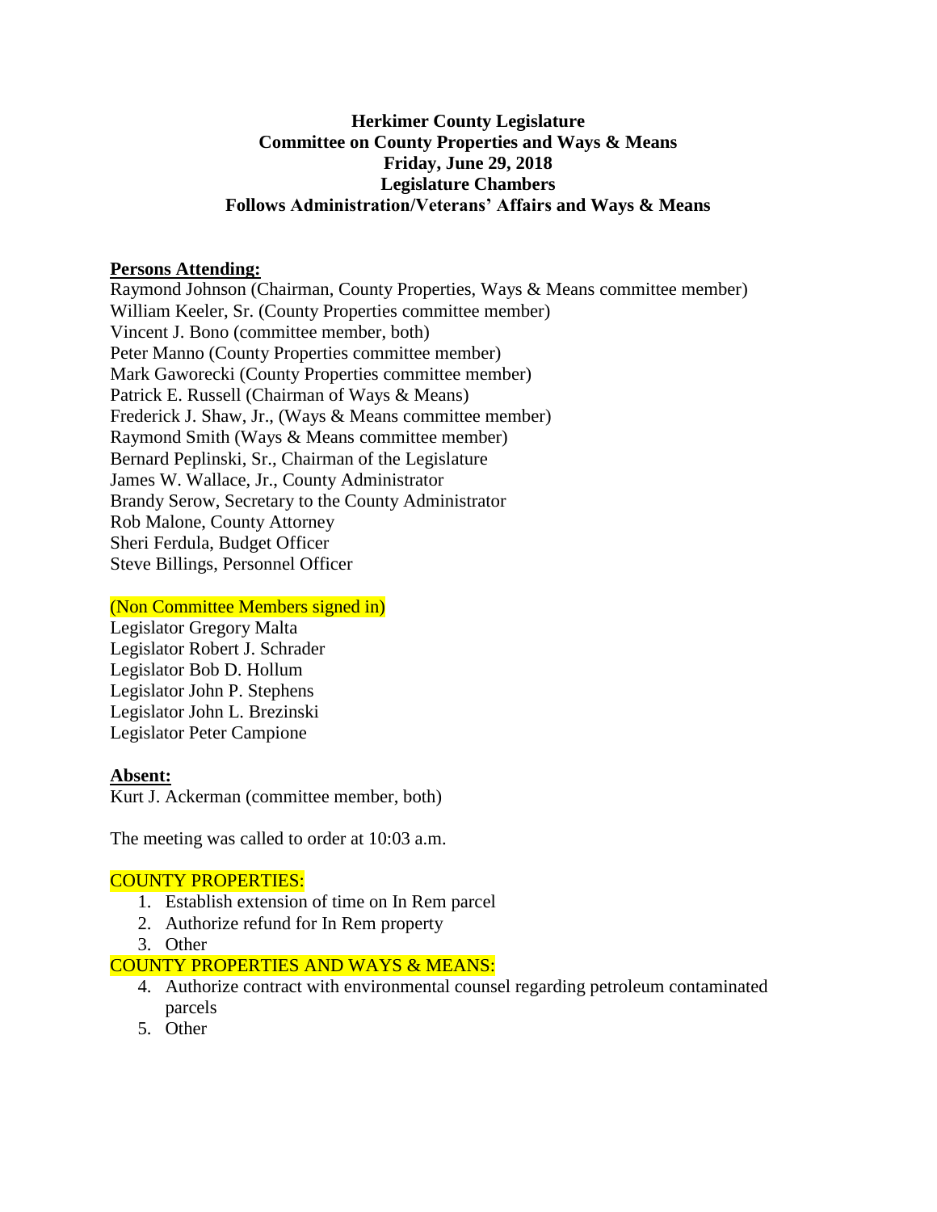**Herkimer County Legislature**
**Committee on County Properties and Ways & Means**
**Friday, June 29, 2018**
**Legislature Chambers**
**Follows Administration/Veterans' Affairs and Ways & Means**

**Persons Attending:**

Raymond Johnson (Chairman, County Properties, Ways & Means committee member)
William Keeler, Sr. (County Properties committee member)
Vincent J. Bono (committee member, both)
Peter Manno (County Properties committee member)
Mark Gaworecki (County Properties committee member)
Patrick E. Russell (Chairman of Ways & Means)
Frederick J. Shaw, Jr., (Ways & Means committee member)
Raymond Smith (Ways & Means committee member)
Bernard Peplinski, Sr., Chairman of the Legislature
James W. Wallace, Jr., County Administrator
Brandy Serow, Secretary to the County Administrator
Rob Malone, County Attorney
Sheri Ferdula, Budget Officer
Steve Billings, Personnel Officer

(Non Committee Members signed in)

Legislator Gregory Malta
Legislator Robert J. Schrader
Legislator Bob D. Hollum
Legislator John P. Stephens
Legislator John L. Brezinski
Legislator Peter Campione

**Absent:**

Kurt J. Ackerman (committee member, both)

The meeting was called to order at 10:03 a.m.

COUNTY PROPERTIES:

1. Establish extension of time on In Rem parcel
2. Authorize refund for In Rem property
3. Other

COUNTY PROPERTIES AND WAYS & MEANS:

4. Authorize contract with environmental counsel regarding petroleum contaminated parcels
5. Other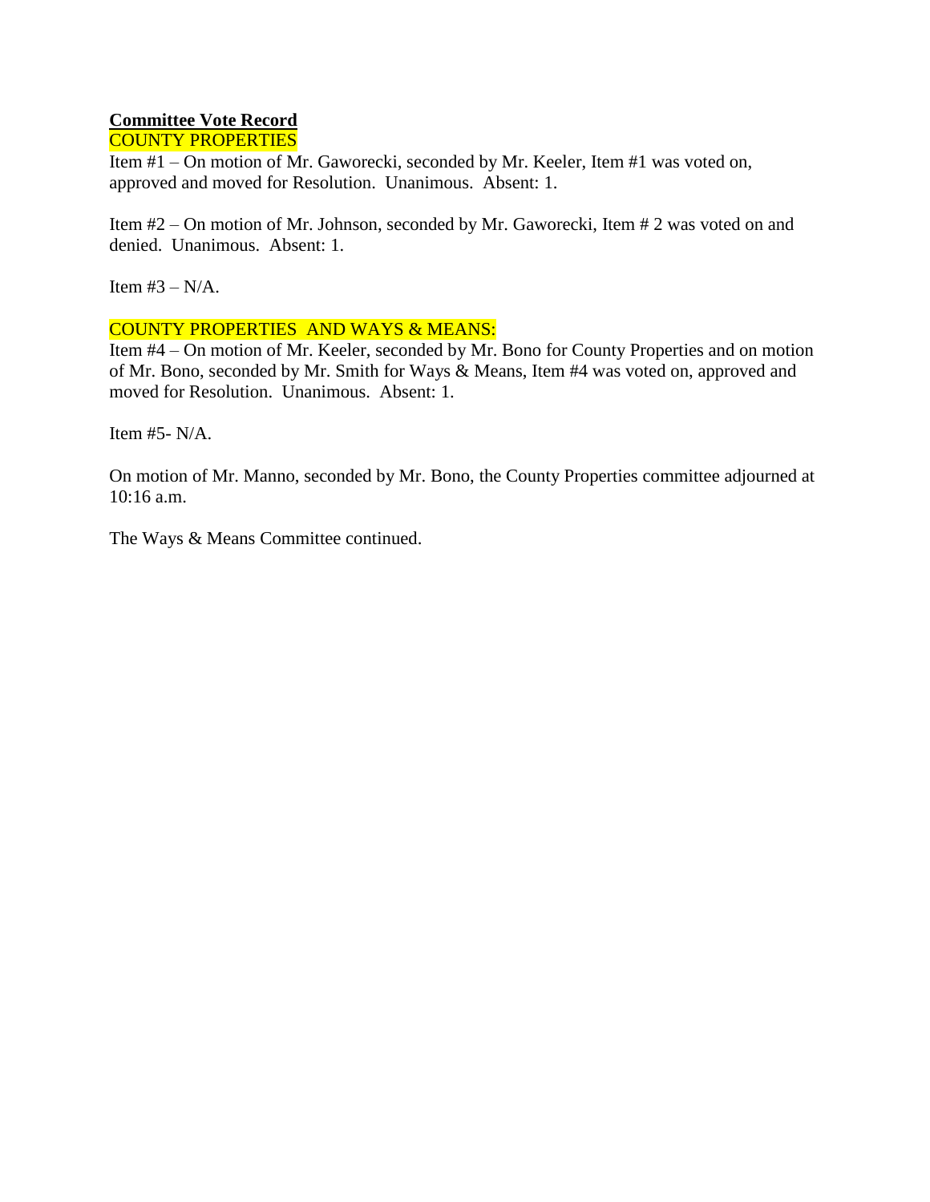**Committee Vote Record**

COUNTY PROPERTIES

Item #1 – On motion of Mr. Gaworecki, seconded by Mr. Keeler, Item #1 was voted on, approved and moved for Resolution. Unanimous. Absent: 1.

Item #2 – On motion of Mr. Johnson, seconded by Mr. Gaworecki, Item # 2 was voted on and denied. Unanimous. Absent: 1.

Item #3 – N/A.

COUNTY PROPERTIES AND WAYS & MEANS:

Item #4 – On motion of Mr. Keeler, seconded by Mr. Bono for County Properties and on motion of Mr. Bono, seconded by Mr. Smith for Ways & Means, Item #4 was voted on, approved and moved for Resolution. Unanimous. Absent: 1.

Item #5- N/A.

On motion of Mr. Manno, seconded by Mr. Bono, the County Properties committee adjourned at 10:16 a.m.

The Ways & Means Committee continued.